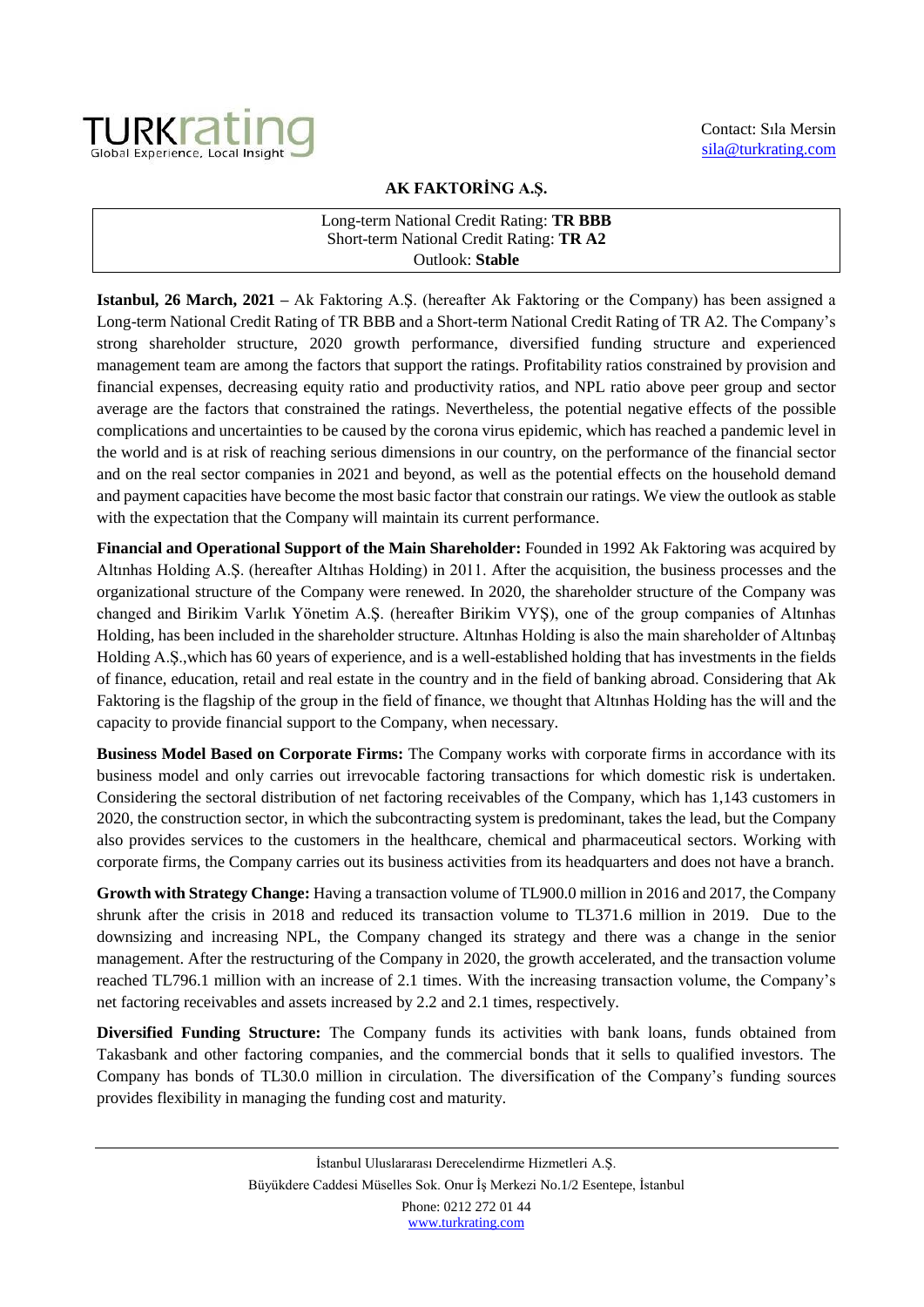Contact: Sıla Mersin
sila@turkrating.com

## AK FAKTORİNG A.Ş.

| Long-term National Credit Rating: **TR BBB** |
| --- |
| Short-term National Credit Rating: **TR A2** |
| Outlook: **Stable** |

**Istanbul, 26 March, 2021 –** Ak Faktoring A.Ş. (hereafter Ak Faktoring or the Company) has been assigned a Long-term National Credit Rating of TR BBB and a Short-term National Credit Rating of TR A2. The Company's strong shareholder structure, 2020 growth performance, diversified funding structure and experienced management team are among the factors that support the ratings. Profitability ratios constrained by provision and financial expenses, decreasing equity ratio and productivity ratios, and NPL ratio above peer group and sector average are the factors that constrained the ratings. Nevertheless, the potential negative effects of the possible complications and uncertainties to be caused by the corona virus epidemic, which has reached a pandemic level in the world and is at risk of reaching serious dimensions in our country, on the performance of the financial sector and on the real sector companies in 2021 and beyond, as well as the potential effects on the household demand and payment capacities have become the most basic factor that constrain our ratings. We view the outlook as stable with the expectation that the Company will maintain its current performance.

**Financial and Operational Support of the Main Shareholder:** Founded in 1992 Ak Faktoring was acquired by Altınhas Holding A.Ş. (hereafter Altıhas Holding) in 2011. After the acquisition, the business processes and the organizational structure of the Company were renewed. In 2020, the shareholder structure of the Company was changed and Birikim Varlık Yönetim A.Ş. (hereafter Birikim VYŞ), one of the group companies of Altınhas Holding, has been included in the shareholder structure. Altınhas Holding is also the main shareholder of Altınbaş Holding A.Ş.,which has 60 years of experience, and is a well-established holding that has investments in the fields of finance, education, retail and real estate in the country and in the field of banking abroad. Considering that Ak Faktoring is the flagship of the group in the field of finance, we thought that Altınhas Holding has the will and the capacity to provide financial support to the Company, when necessary.

**Business Model Based on Corporate Firms:** The Company works with corporate firms in accordance with its business model and only carries out irrevocable factoring transactions for which domestic risk is undertaken. Considering the sectoral distribution of net factoring receivables of the Company, which has 1,143 customers in 2020, the construction sector, in which the subcontracting system is predominant, takes the lead, but the Company also provides services to the customers in the healthcare, chemical and pharmaceutical sectors. Working with corporate firms, the Company carries out its business activities from its headquarters and does not have a branch.

**Growth with Strategy Change:** Having a transaction volume of TL900.0 million in 2016 and 2017, the Company shrunk after the crisis in 2018 and reduced its transaction volume to TL371.6 million in 2019. Due to the downsizing and increasing NPL, the Company changed its strategy and there was a change in the senior management. After the restructuring of the Company in 2020, the growth accelerated, and the transaction volume reached TL796.1 million with an increase of 2.1 times. With the increasing transaction volume, the Company's net factoring receivables and assets increased by 2.2 and 2.1 times, respectively.

**Diversified Funding Structure:** The Company funds its activities with bank loans, funds obtained from Takasbank and other factoring companies, and the commercial bonds that it sells to qualified investors. The Company has bonds of TL30.0 million in circulation. The diversification of the Company's funding sources provides flexibility in managing the funding cost and maturity.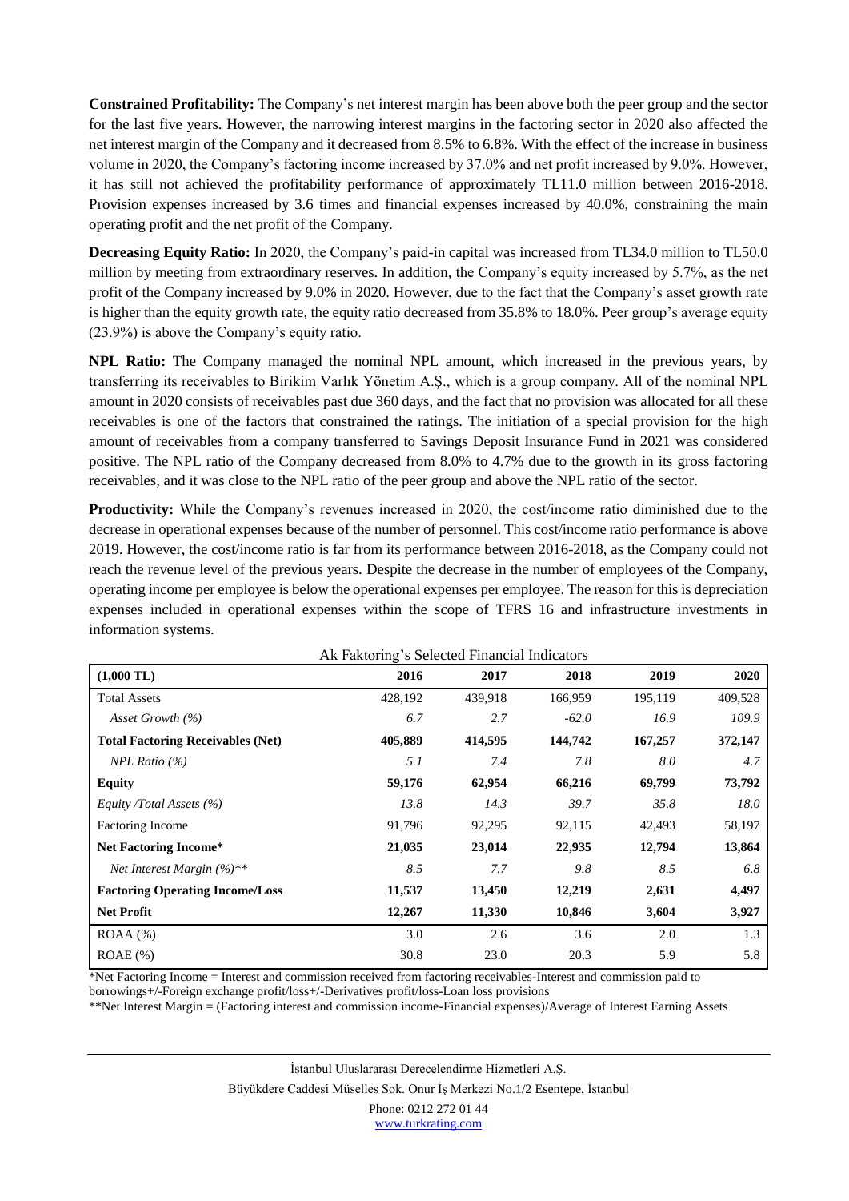**Constrained Profitability:** The Company's net interest margin has been above both the peer group and the sector for the last five years. However, the narrowing interest margins in the factoring sector in 2020 also affected the net interest margin of the Company and it decreased from 8.5% to 6.8%. With the effect of the increase in business volume in 2020, the Company's factoring income increased by 37.0% and net profit increased by 9.0%. However, it has still not achieved the profitability performance of approximately TL11.0 million between 2016-2018. Provision expenses increased by 3.6 times and financial expenses increased by 40.0%, constraining the main operating profit and the net profit of the Company.

**Decreasing Equity Ratio:** In 2020, the Company's paid-in capital was increased from TL34.0 million to TL50.0 million by meeting from extraordinary reserves. In addition, the Company's equity increased by 5.7%, as the net profit of the Company increased by 9.0% in 2020. However, due to the fact that the Company's asset growth rate is higher than the equity growth rate, the equity ratio decreased from 35.8% to 18.0%. Peer group's average equity (23.9%) is above the Company's equity ratio.

**NPL Ratio:** The Company managed the nominal NPL amount, which increased in the previous years, by transferring its receivables to Birikim Varlık Yönetim A.Ş., which is a group company. All of the nominal NPL amount in 2020 consists of receivables past due 360 days, and the fact that no provision was allocated for all these receivables is one of the factors that constrained the ratings. The initiation of a special provision for the high amount of receivables from a company transferred to Savings Deposit Insurance Fund in 2021 was considered positive. The NPL ratio of the Company decreased from 8.0% to 4.7% due to the growth in its gross factoring receivables, and it was close to the NPL ratio of the peer group and above the NPL ratio of the sector.

**Productivity:** While the Company's revenues increased in 2020, the cost/income ratio diminished due to the decrease in operational expenses because of the number of personnel. This cost/income ratio performance is above 2019. However, the cost/income ratio is far from its performance between 2016-2018, as the Company could not reach the revenue level of the previous years. Despite the decrease in the number of employees of the Company, operating income per employee is below the operational expenses per employee. The reason for this is depreciation expenses included in operational expenses within the scope of TFRS 16 and infrastructure investments in information systems.

Ak Faktoring's Selected Financial Indicators

| **(1,000 TL)** | **2016** | **2017** | **2018** | **2019** | **2020** |
|---|---|---|---|---|---|
| Total Assets | 428,192 | 439,918 | 166,959 | 195,119 | 409,528 |
| *Asset Growth (%)* | *6.7* | *2.7* | *-62.0* | *16.9* | *109.9* |
| **Total Factoring Receivables (Net)** | **405,889** | **414,595** | **144,742** | **167,257** | **372,147** |
| *NPL Ratio (%)* | *5.1* | *7.4* | *7.8* | *8.0* | *4.7* |
| **Equity** | **59,176** | **62,954** | **66,216** | **69,799** | **73,792** |
| *Equity /Total Assets (%)* | *13.8* | *14.3* | *39.7* | *35.8* | *18.0* |
| Factoring Income | 91,796 | 92,295 | 92,115 | 42,493 | 58,197 |
| **Net Factoring Income*** | **21,035** | **23,014** | **22,935** | **12,794** | **13,864** |
| *Net Interest Margin (%)*** | *8.5* | *7.7* | *9.8* | *8.5* | *6.8* |
| **Factoring Operating Income/Loss** | **11,537** | **13,450** | **12,219** | **2,631** | **4,497** |
| **Net Profit** | **12,267** | **11,330** | **10,846** | **3,604** | **3,927** |
| ROAA (%) | 3.0 | 2.6 | 3.6 | 2.0 | 1.3 |
| ROAE (%) | 30.8 | 23.0 | 20.3 | 5.9 | 5.8 |

*Net Factoring Income = Interest and commission received from factoring receivables-Interest and commission paid to borrowings+/-Foreign exchange profit/loss+/-Derivatives profit/loss-Loan loss provisions

**Net Interest Margin = (Factoring interest and commission income-Financial expenses)/Average of Interest Earning Assets

İstanbul Uluslararası Derecelendirme Hizmetleri A.Ş.
Büyükdere Caddesi Müselles Sok. Onur İş Merkezi No.1/2 Esentepe, İstanbul
Phone: 0212 272 01 44
www.turkrating.com